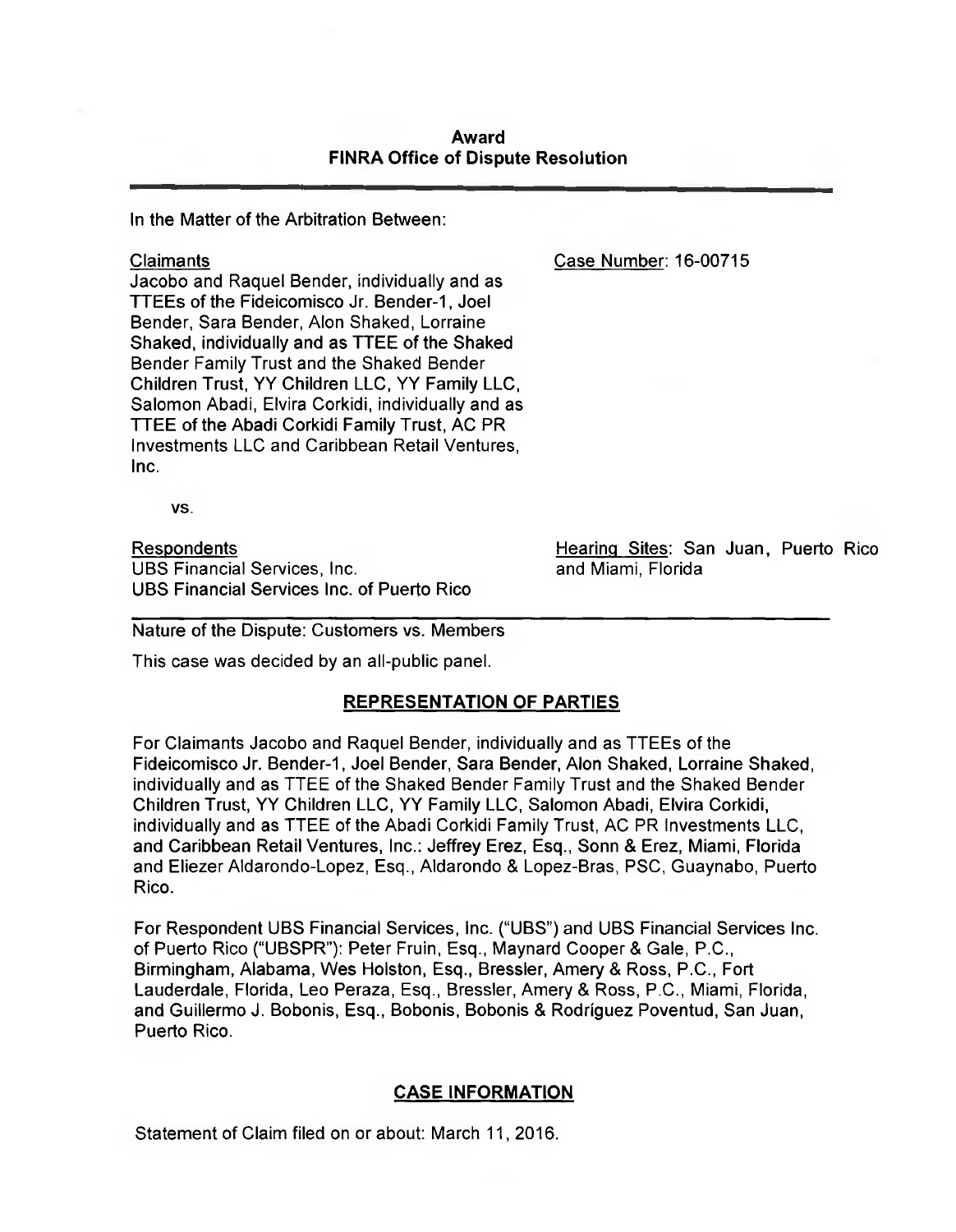# Award
## FINRA Office of Dispute Resolution

In the Matter of the Arbitration Between:

Claimants
Jacobo and Raquel Bender, individually and as TTEEs of the Fideicomisco Jr. Bender-1, Joel Bender, Sara Bender, Alon Shaked, Lorraine Shaked, individually and as TTEE of the Shaked Bender Family Trust and the Shaked Bender Children Trust, YY Children LLC, YY Family LLC, Salomon Abadi, Elvira Corkidi, individually and as TTEE of the Abadi Corkidi Family Trust, AC PR Investments LLC and Caribbean Retail Ventures, Inc.

Case Number: 16-00715

vs.

Respondents
UBS Financial Services, Inc.
UBS Financial Services Inc. of Puerto Rico

Hearing Sites: San Juan, Puerto Rico and Miami, Florida

Nature of the Dispute: Customers vs. Members

This case was decided by an all-public panel.

## REPRESENTATION OF PARTIES

For Claimants Jacobo and Raquel Bender, individually and as TTEEs of the Fideicomisco Jr. Bender-1, Joel Bender, Sara Bender, Alon Shaked, Lorraine Shaked, individually and as TTEE of the Shaked Bender Family Trust and the Shaked Bender Children Trust, YY Children LLC, YY Family LLC, Salomon Abadi, Elvira Corkidi, individually and as TTEE of the Abadi Corkidi Family Trust, AC PR Investments LLC, and Caribbean Retail Ventures, Inc.: Jeffrey Erez, Esq., Sonn & Erez, Miami, Florida and Eliezer Aldarondo-Lopez, Esq., Aldarondo & Lopez-Bras, PSC, Guaynabo, Puerto Rico.

For Respondent UBS Financial Services, Inc. ("UBS") and UBS Financial Services Inc. of Puerto Rico ("UBSPR"): Peter Fruin, Esq., Maynard Cooper & Gale, P.C., Birmingham, Alabama, Wes Holston, Esq., Bressler, Amery & Ross, P.C., Fort Lauderdale, Florida, Leo Peraza, Esq., Bressler, Amery & Ross, P.C., Miami, Florida, and Guillermo J. Bobonis, Esq., Bobonis, Bobonis & Rodríguez Poventud, San Juan, Puerto Rico.

## CASE INFORMATION

Statement of Claim filed on or about: March 11, 2016.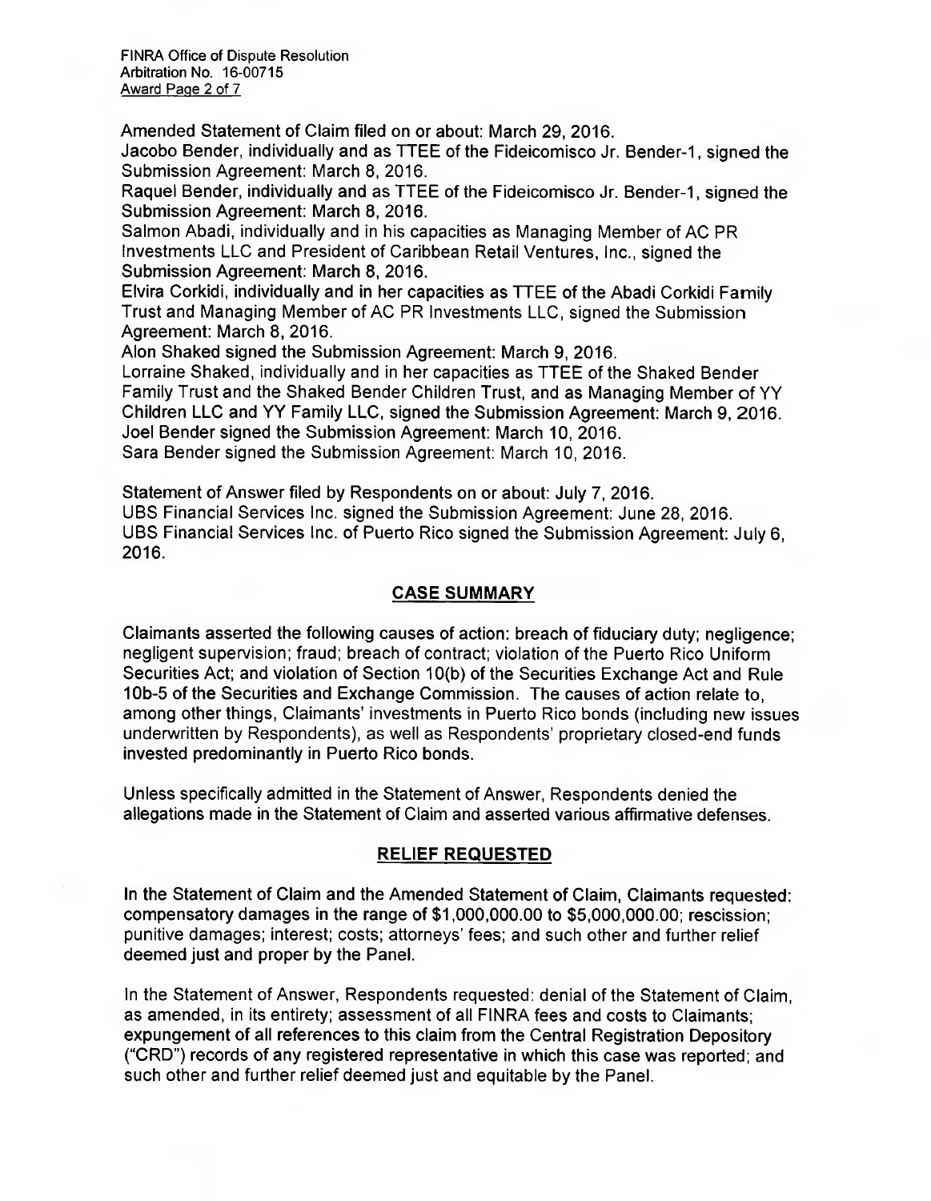Amended Statement of Claim filed on or about: March 29, 2016.
Jacobo Bender, individually and as TTEE of the Fideicomisco Jr. Bender-1, signed the Submission Agreement: March 8, 2016.
Raquel Bender, individually and as TTEE of the Fideicomisco Jr. Bender-1, signed the Submission Agreement: March 8, 2016.
Salmon Abadi, individually and in his capacities as Managing Member of AC PR Investments LLC and President of Caribbean Retail Ventures, Inc., signed the Submission Agreement: March 8, 2016.
Elvira Corkidi, individually and in her capacities as TTEE of the Abadi Corkidi Family Trust and Managing Member of AC PR Investments LLC, signed the Submission Agreement: March 8, 2016.
Alon Shaked signed the Submission Agreement: March 9, 2016.
Lorraine Shaked, individually and in her capacities as TTEE of the Shaked Bender Family Trust and the Shaked Bender Children Trust, and as Managing Member of YY Children LLC and YY Family LLC, signed the Submission Agreement: March 9, 2016.
Joel Bender signed the Submission Agreement: March 10, 2016.
Sara Bender signed the Submission Agreement: March 10, 2016.

Statement of Answer filed by Respondents on or about: July 7, 2016.
UBS Financial Services Inc. signed the Submission Agreement: June 28, 2016.
UBS Financial Services Inc. of Puerto Rico signed the Submission Agreement: July 6, 2016.

## CASE SUMMARY

Claimants asserted the following causes of action: breach of fiduciary duty; negligence; negligent supervision; fraud; breach of contract; violation of the Puerto Rico Uniform Securities Act; and violation of Section 10(b) of the Securities Exchange Act and Rule 10b-5 of the Securities and Exchange Commission. The causes of action relate to, among other things, Claimants' investments in Puerto Rico bonds (including new issues underwritten by Respondents), as well as Respondents' proprietary closed-end funds invested predominantly in Puerto Rico bonds.

Unless specifically admitted in the Statement of Answer, Respondents denied the allegations made in the Statement of Claim and asserted various affirmative defenses.

## RELIEF REQUESTED

In the Statement of Claim and the Amended Statement of Claim, Claimants requested: compensatory damages in the range of $1,000,000.00 to $5,000,000.00; rescission; punitive damages; interest; costs; attorneys' fees; and such other and further relief deemed just and proper by the Panel.

In the Statement of Answer, Respondents requested: denial of the Statement of Claim, as amended, in its entirety; assessment of all FINRA fees and costs to Claimants; expungement of all references to this claim from the Central Registration Depository ("CRD") records of any registered representative in which this case was reported; and such other and further relief deemed just and equitable by the Panel.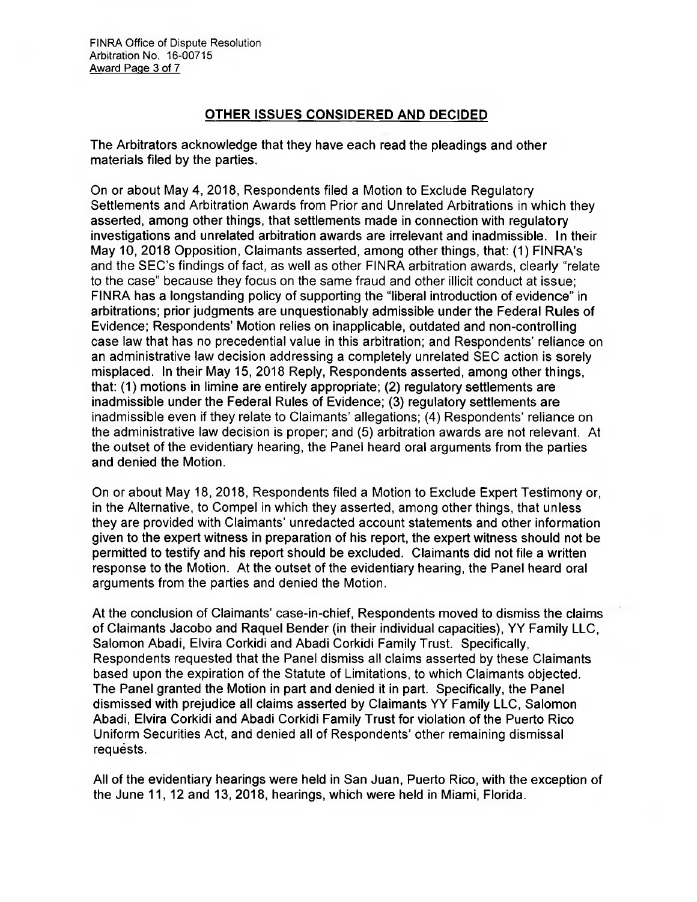## OTHER ISSUES CONSIDERED AND DECIDED

The Arbitrators acknowledge that they have each read the pleadings and other materials filed by the parties.

On or about May 4, 2018, Respondents filed a Motion to Exclude Regulatory Settlements and Arbitration Awards from Prior and Unrelated Arbitrations in which they asserted, among other things, that settlements made in connection with regulatory investigations and unrelated arbitration awards are irrelevant and inadmissible. In their May 10, 2018 Opposition, Claimants asserted, among other things, that: (1) FINRA's and the SEC's findings of fact, as well as other FINRA arbitration awards, clearly "relate to the case" because they focus on the same fraud and other illicit conduct at issue; FINRA has a longstanding policy of supporting the "liberal introduction of evidence" in arbitrations; prior judgments are unquestionably admissible under the Federal Rules of Evidence; Respondents' Motion relies on inapplicable, outdated and non-controlling case law that has no precedential value in this arbitration; and Respondents' reliance on an administrative law decision addressing a completely unrelated SEC action is sorely misplaced. In their May 15, 2018 Reply, Respondents asserted, among other things, that: (1) motions in limine are entirely appropriate; (2) regulatory settlements are inadmissible under the Federal Rules of Evidence; (3) regulatory settlements are inadmissible even if they relate to Claimants' allegations; (4) Respondents' reliance on the administrative law decision is proper; and (5) arbitration awards are not relevant. At the outset of the evidentiary hearing, the Panel heard oral arguments from the parties and denied the Motion.

On or about May 18, 2018, Respondents filed a Motion to Exclude Expert Testimony or, in the Alternative, to Compel in which they asserted, among other things, that unless they are provided with Claimants' unredacted account statements and other information given to the expert witness in preparation of his report, the expert witness should not be permitted to testify and his report should be excluded. Claimants did not file a written response to the Motion. At the outset of the evidentiary hearing, the Panel heard oral arguments from the parties and denied the Motion.

At the conclusion of Claimants' case-in-chief, Respondents moved to dismiss the claims of Claimants Jacobo and Raquel Bender (in their individual capacities), YY Family LLC, Salomon Abadi, Elvira Corkidi and Abadi Corkidi Family Trust. Specifically, Respondents requested that the Panel dismiss all claims asserted by these Claimants based upon the expiration of the Statute of Limitations, to which Claimants objected. The Panel granted the Motion in part and denied it in part. Specifically, the Panel dismissed with prejudice all claims asserted by Claimants YY Family LLC, Salomon Abadi, Elvira Corkidi and Abadi Corkidi Family Trust for violation of the Puerto Rico Uniform Securities Act, and denied all of Respondents' other remaining dismissal requests.

All of the evidentiary hearings were held in San Juan, Puerto Rico, with the exception of the June 11, 12 and 13, 2018, hearings, which were held in Miami, Florida.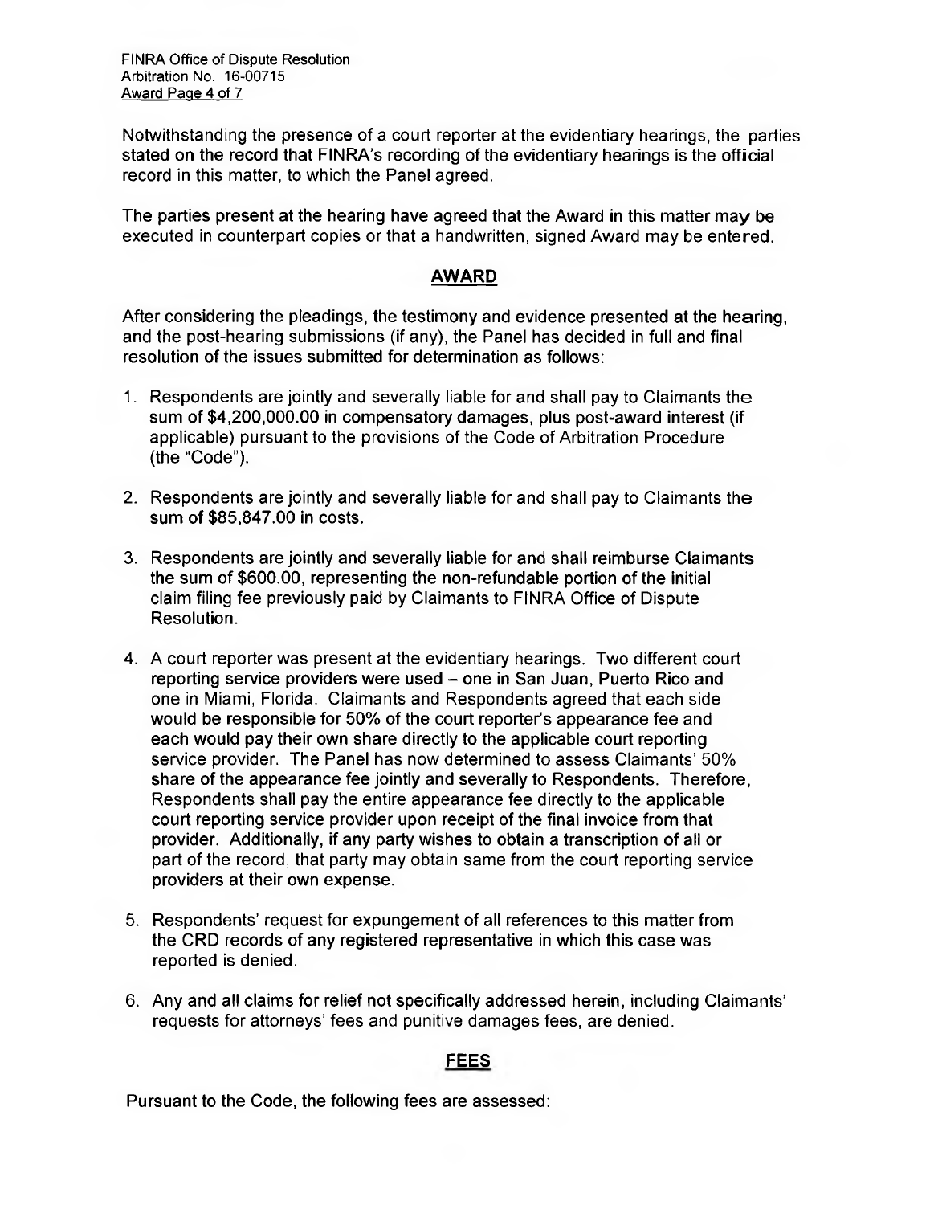Notwithstanding the presence of a court reporter at the evidentiary hearings, the parties stated on the record that FINRA's recording of the evidentiary hearings is the official record in this matter, to which the Panel agreed.

The parties present at the hearing have agreed that the Award in this matter may be executed in counterpart copies or that a handwritten, signed Award may be entered.

## AWARD

After considering the pleadings, the testimony and evidence presented at the hearing, and the post-hearing submissions (if any), the Panel has decided in full and final resolution of the issues submitted for determination as follows:

1. Respondents are jointly and severally liable for and shall pay to Claimants the sum of $4,200,000.00 in compensatory damages, plus post-award interest (if applicable) pursuant to the provisions of the Code of Arbitration Procedure (the "Code").

2. Respondents are jointly and severally liable for and shall pay to Claimants the sum of $85,847.00 in costs.

3. Respondents are jointly and severally liable for and shall reimburse Claimants the sum of $600.00, representing the non-refundable portion of the initial claim filing fee previously paid by Claimants to FINRA Office of Dispute Resolution.

4. A court reporter was present at the evidentiary hearings. Two different court reporting service providers were used – one in San Juan, Puerto Rico and one in Miami, Florida. Claimants and Respondents agreed that each side would be responsible for 50% of the court reporter's appearance fee and each would pay their own share directly to the applicable court reporting service provider. The Panel has now determined to assess Claimants' 50% share of the appearance fee jointly and severally to Respondents. Therefore, Respondents shall pay the entire appearance fee directly to the applicable court reporting service provider upon receipt of the final invoice from that provider. Additionally, if any party wishes to obtain a transcription of all or part of the record, that party may obtain same from the court reporting service providers at their own expense.

5. Respondents' request for expungement of all references to this matter from the CRD records of any registered representative in which this case was reported is denied.

6. Any and all claims for relief not specifically addressed herein, including Claimants' requests for attorneys' fees and punitive damages fees, are denied.

## FEES

Pursuant to the Code, the following fees are assessed: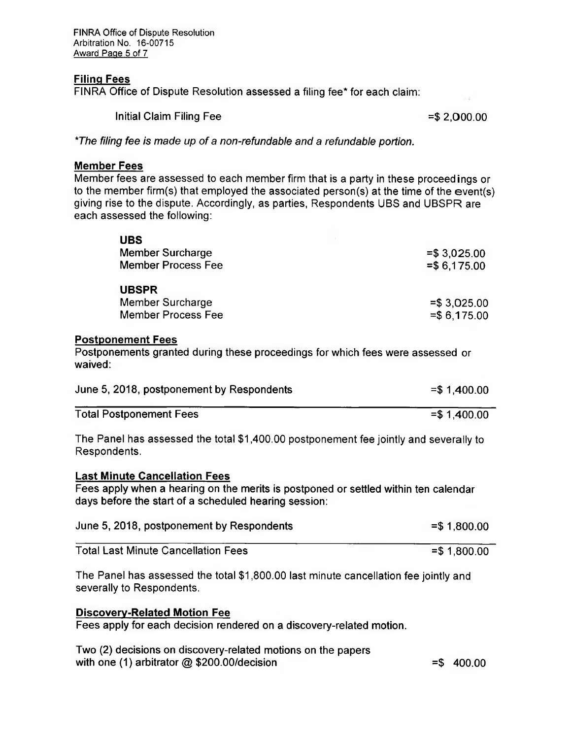### Filing Fees

FINRA Office of Dispute Resolution assessed a filing fee* for each claim:

| | |
|---|---|
| Initial Claim Filing Fee | =$ 2,000.00 |

*The filing fee is made up of a non-refundable and a refundable portion.*

### Member Fees

Member fees are assessed to each member firm that is a party in these proceedings or to the member firm(s) that employed the associated person(s) at the time of the event(s) giving rise to the dispute. Accordingly, as parties, Respondents UBS and UBSPR are each assessed the following:

| | |
|---|---|
| **UBS** | |
| Member Surcharge | =$ 3,025.00 |
| Member Process Fee | =$ 6,175.00 |
| **UBSPR** | |
| Member Surcharge | =$ 3,025.00 |
| Member Process Fee | =$ 6,175.00 |

### Postponement Fees

Postponements granted during these proceedings for which fees were assessed or waived:

| | |
|---|---|
| June 5, 2018, postponement by Respondents | =$ 1,400.00 |
| Total Postponement Fees | =$ 1,400.00 |

The Panel has assessed the total $1,400.00 postponement fee jointly and severally to Respondents.

### Last Minute Cancellation Fees

Fees apply when a hearing on the merits is postponed or settled within ten calendar days before the start of a scheduled hearing session:

| | |
|---|---|
| June 5, 2018, postponement by Respondents | =$ 1,800.00 |
| Total Last Minute Cancellation Fees | =$ 1,800.00 |

The Panel has assessed the total $1,800.00 last minute cancellation fee jointly and severally to Respondents.

### Discovery-Related Motion Fee

Fees apply for each decision rendered on a discovery-related motion.

| | |
|---|---|
| Two (2) decisions on discovery-related motions on the papers with one (1) arbitrator @ $200.00/decision | =$ 400.00 |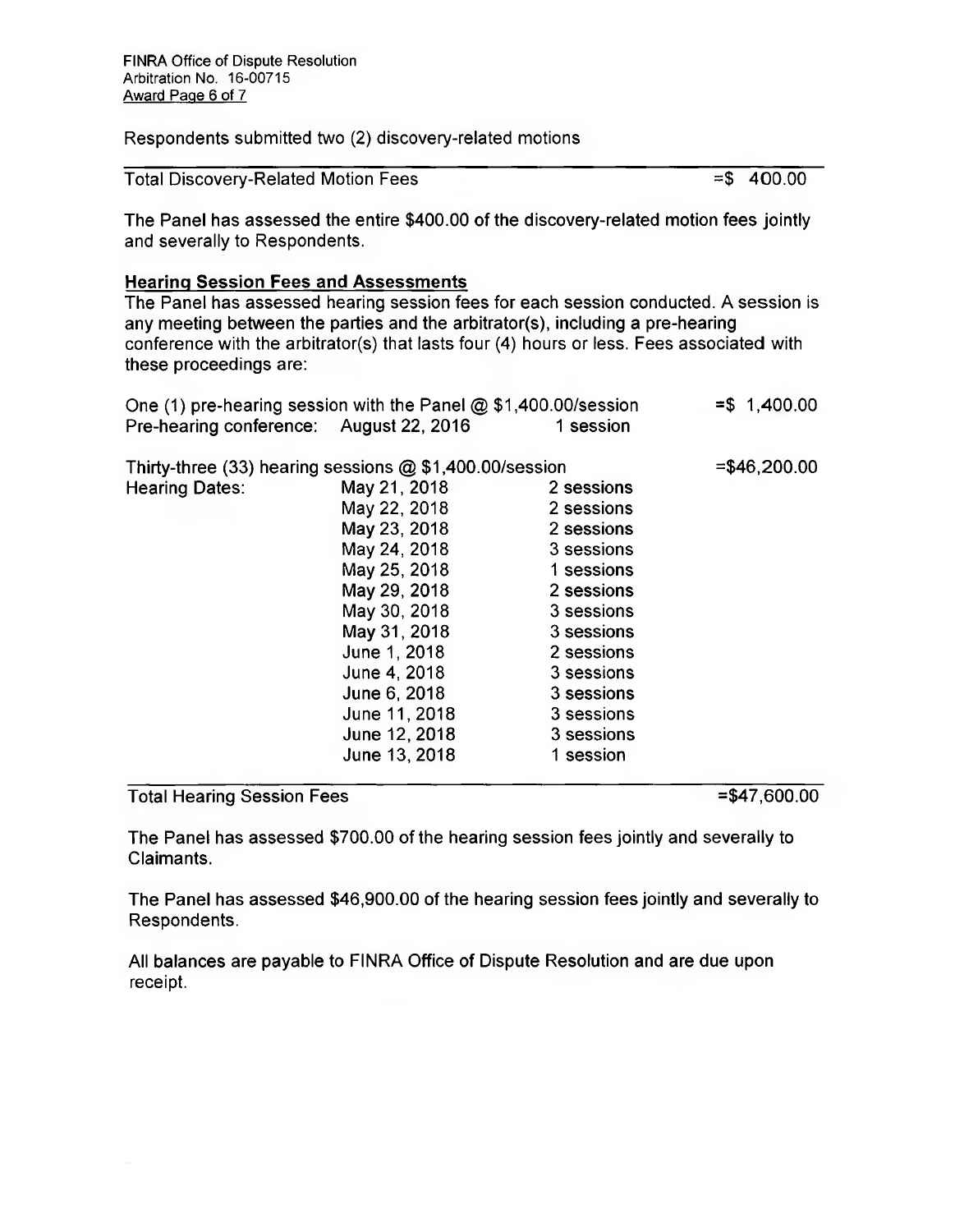Respondents submitted two (2) discovery-related motions

| Total Discovery-Related Motion Fees | =$ 400.00 |
|---|---|

The Panel has assessed the entire $400.00 of the discovery-related motion fees jointly and severally to Respondents.

**Hearing Session Fees and Assessments**

The Panel has assessed hearing session fees for each session conducted. A session is any meeting between the parties and the arbitrator(s), including a pre-hearing conference with the arbitrator(s) that lasts four (4) hours or less. Fees associated with these proceedings are:

| | | | |
|---|---|---|---|
| One (1) pre-hearing session with the Panel @ $1,400.00/session | | | =$ 1,400.00 |
| Pre-hearing conference: | August 22, 2016 | 1 session | |
| | | | |
| Thirty-three (33) hearing sessions @ $1,400.00/session | | | =$46,200.00 |
| Hearing Dates: | May 21, 2018 | 2 sessions | |
| | May 22, 2018 | 2 sessions | |
| | May 23, 2018 | 2 sessions | |
| | May 24, 2018 | 3 sessions | |
| | May 25, 2018 | 1 sessions | |
| | May 29, 2018 | 2 sessions | |
| | May 30, 2018 | 3 sessions | |
| | May 31, 2018 | 3 sessions | |
| | June 1, 2018 | 2 sessions | |
| | June 4, 2018 | 3 sessions | |
| | June 6, 2018 | 3 sessions | |
| | June 11, 2018 | 3 sessions | |
| | June 12, 2018 | 3 sessions | |
| | June 13, 2018 | 1 session | |
| **Total Hearing Session Fees** | | | =$47,600.00 |

The Panel has assessed $700.00 of the hearing session fees jointly and severally to Claimants.

The Panel has assessed $46,900.00 of the hearing session fees jointly and severally to Respondents.

All balances are payable to FINRA Office of Dispute Resolution and are due upon receipt.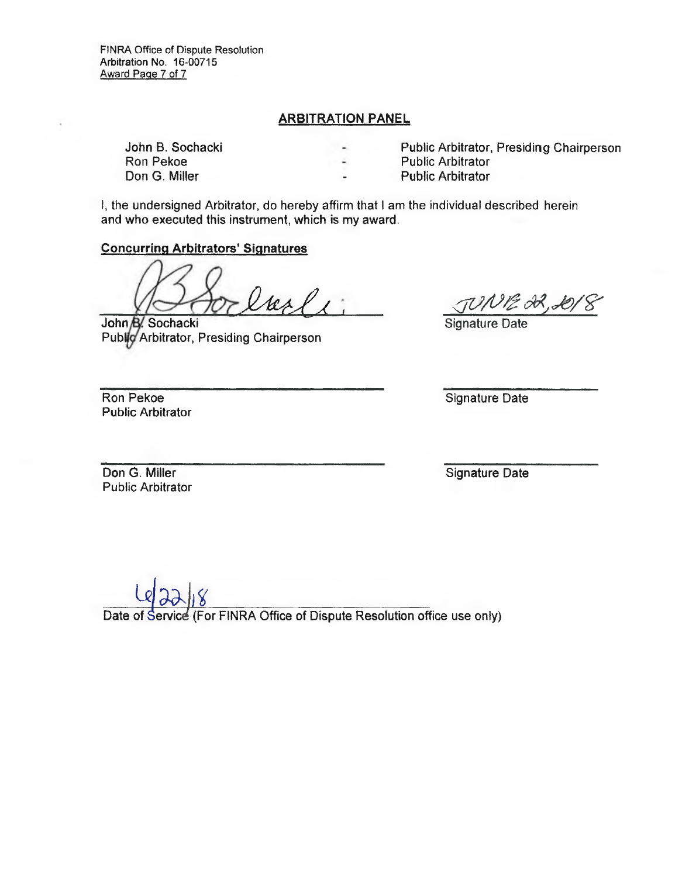FINRA Office of Dispute Resolution
Arbitration No. 16-00715

## ARBITRATION PANEL

| | | |
|---|---|---|
| John B. Sochacki | - | Public Arbitrator, Presiding Chairperson |
| Ron Pekoe | - | Public Arbitrator |
| Don G. Miller | - | Public Arbitrator |

I, the undersigned Arbitrator, do hereby affirm that I am the individual described herein and who executed this instrument, which is my award.

**Concurring Arbitrators' Signatures**

John B. Sochacki
Public Arbitrator, Presiding Chairperson

JUNE 22, 2018
Signature Date

Ron Pekoe
Public Arbitrator

Signature Date

Don G. Miller
Public Arbitrator

Signature Date

6/22/18
Date of Service (For FINRA Office of Dispute Resolution office use only)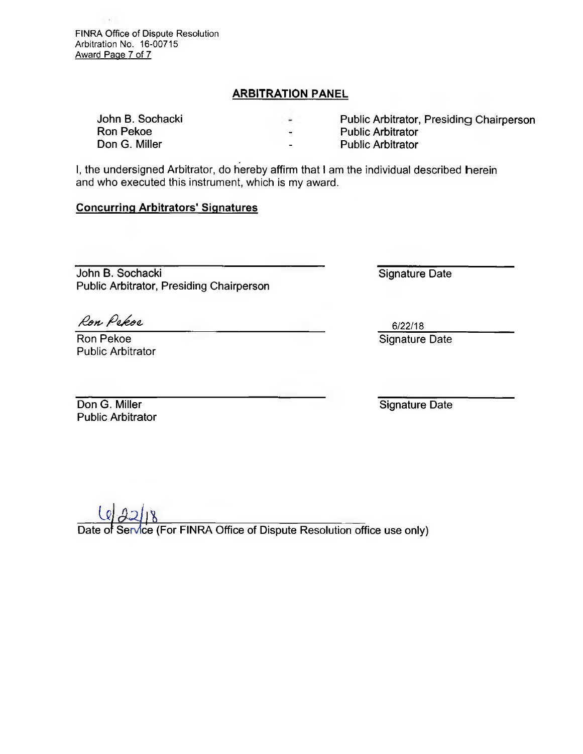FINRA Office of Dispute Resolution
Arbitration No. 16-00715

## ARBITRATION PANEL

| | | |
|---|---|---|
| John B. Sochacki | - | Public Arbitrator, Presiding Chairperson |
| Ron Pekoe | - | Public Arbitrator |
| Don G. Miller | - | Public Arbitrator |

I, the undersigned Arbitrator, do hereby affirm that I am the individual described herein and who executed this instrument, which is my award.

**Concurring Arbitrators' Signatures**

\_\_\_\_\_\_\_\_\_\_\_\_\_\_\_\_\_\_\_\_\_\_\_\_\_\_\_\_\_\_
John B. Sochacki
Public Arbitrator, Presiding Chairperson

\_\_\_\_\_\_\_\_\_\_\_\_\_\_\_\_
Signature Date

Ron Pekoe
\_\_\_\_\_\_\_\_\_\_\_\_\_\_\_\_\_\_\_\_\_\_\_\_\_\_\_\_\_\_
Ron Pekoe
Public Arbitrator

6/22/18
\_\_\_\_\_\_\_\_\_\_\_\_\_\_\_\_
Signature Date

\_\_\_\_\_\_\_\_\_\_\_\_\_\_\_\_\_\_\_\_\_\_\_\_\_\_\_\_\_\_
Don G. Miller
Public Arbitrator

\_\_\_\_\_\_\_\_\_\_\_\_\_\_\_\_
Signature Date

6/22/18
\_\_\_\_\_\_\_\_\_\_\_\_\_\_\_\_\_\_\_\_\_\_\_\_\_\_\_\_\_\_
Date of Service (For FINRA Office of Dispute Resolution office use only)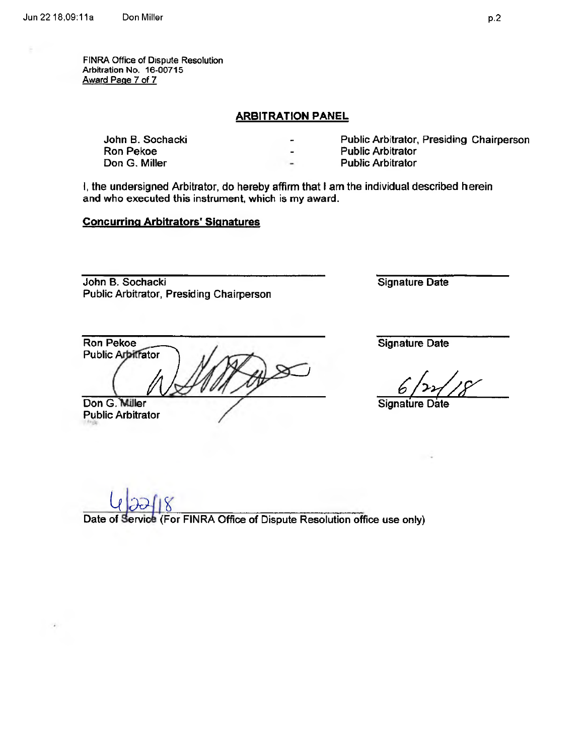FINRA Office of Dispute Resolution
Arbitration No. 16-00715
Award Page 7 of 7

## ARBITRATION PANEL

| | | |
|---|---|---|
| John B. Sochacki | - | Public Arbitrator, Presiding Chairperson |
| Ron Pekoe | - | Public Arbitrator |
| Don G. Miller | - | Public Arbitrator |

I, the undersigned Arbitrator, do hereby affirm that I am the individual described herein and who executed this instrument, which is my award.

**Concurring Arbitrators' Signatures**

John B. Sochacki
Public Arbitrator, Presiding Chairperson

Signature Date

Ron Pekoe
Public Arbitrator

Signature Date

Don G. Miller
Public Arbitrator

6/22/18
Signature Date

6/22/18
Date of Service (For FINRA Office of Dispute Resolution office use only)